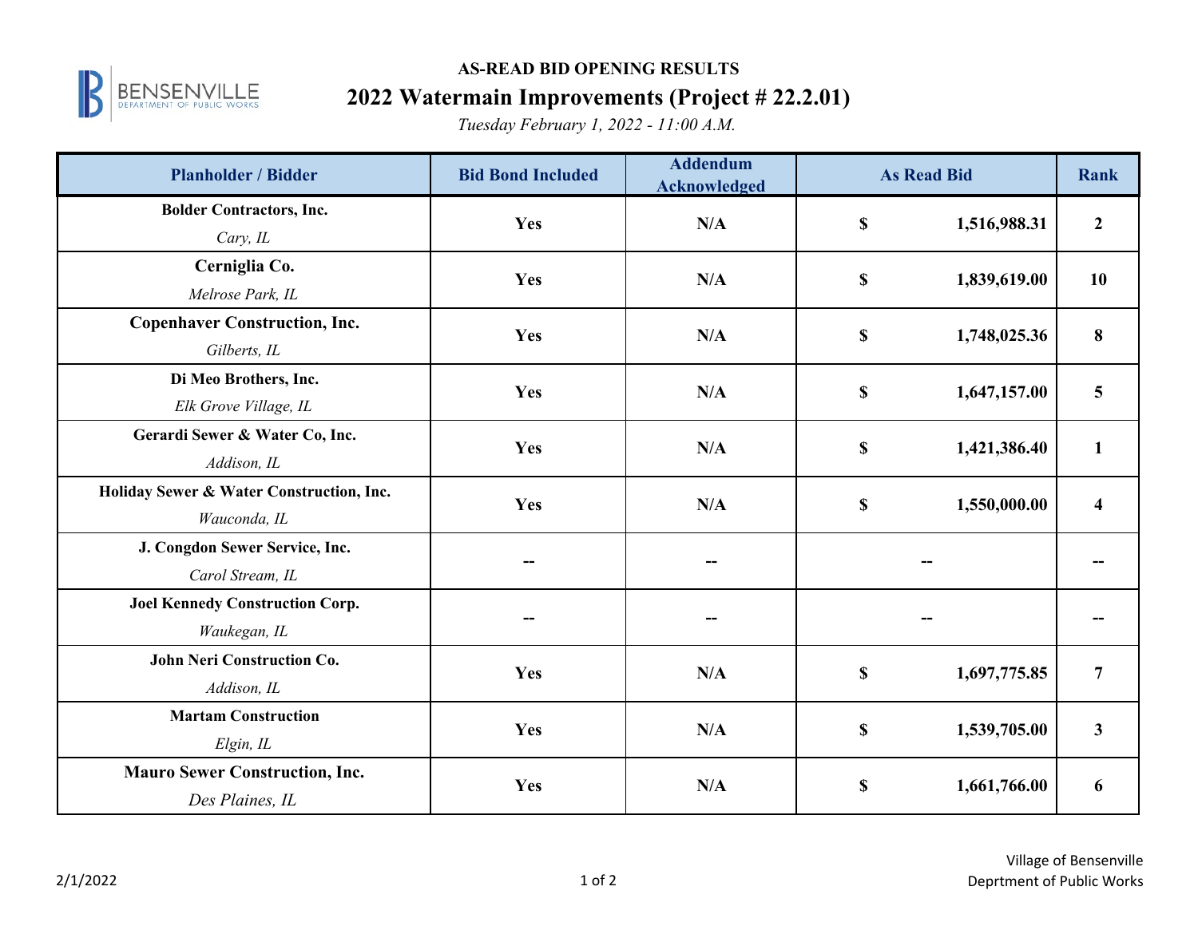BENSENVILLE
DEPARTMENT OF PUBLIC WORKS

# AS-READ BID OPENING RESULTS

## 2022 Watermain Improvements (Project # 22.2.01)

*Tuesday February 1, 2022 - 11:00 A.M.*

| Planholder / Bidder | Bid Bond Included | Addendum Acknowledged | As Read Bid | Rank |
|---|---|---|---|---|
| **Bolder Contractors, Inc.** *Cary, IL* | Yes | N/A | $ 1,516,988.31 | 2 |
| **Cerniglia Co.** *Melrose Park, IL* | Yes | N/A | $ 1,839,619.00 | 10 |
| **Copenhaver Construction, Inc.** *Gilberts, IL* | Yes | N/A | $ 1,748,025.36 | 8 |
| **Di Meo Brothers, Inc.** *Elk Grove Village, IL* | Yes | N/A | $ 1,647,157.00 | 5 |
| **Gerardi Sewer & Water Co, Inc.** *Addison, IL* | Yes | N/A | $ 1,421,386.40 | 1 |
| **Holiday Sewer & Water Construction, Inc.** *Wauconda, IL* | Yes | N/A | $ 1,550,000.00 | 4 |
| **J. Congdon Sewer Service, Inc.** *Carol Stream, IL* | -- | -- | -- | -- |
| **Joel Kennedy Construction Corp.** *Waukegan, IL* | -- | -- | -- | -- |
| **John Neri Construction Co.** *Addison, IL* | Yes | N/A | $ 1,697,775.85 | 7 |
| **Martam Construction** *Elgin, IL* | Yes | N/A | $ 1,539,705.00 | 3 |
| **Mauro Sewer Construction, Inc.** *Des Plaines, IL* | Yes | N/A | $ 1,661,766.00 | 6 |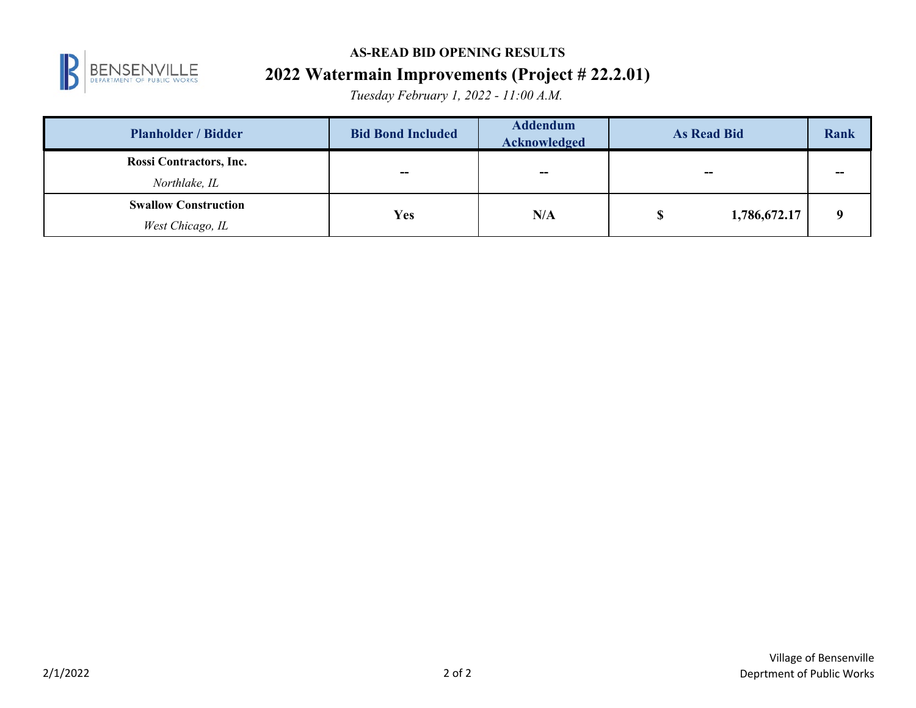**AS-READ BID OPENING RESULTS**

# 2022 Watermain Improvements (Project # 22.2.01)

*Tuesday February 1, 2022 - 11:00 A.M.*

| Planholder / Bidder | Bid Bond Included | Addendum Acknowledged | As Read Bid | Rank |
|---|---|---|---|---|
| **Rossi Contractors, Inc.**<br>*Northlake, IL* | -- | -- | -- | -- |
| **Swallow Construction**<br>*West Chicago, IL* | Yes | N/A | $ 1,786,672.17 | 9 |

2/1/2022

Village of Bensenville
Deprtment of Public Works